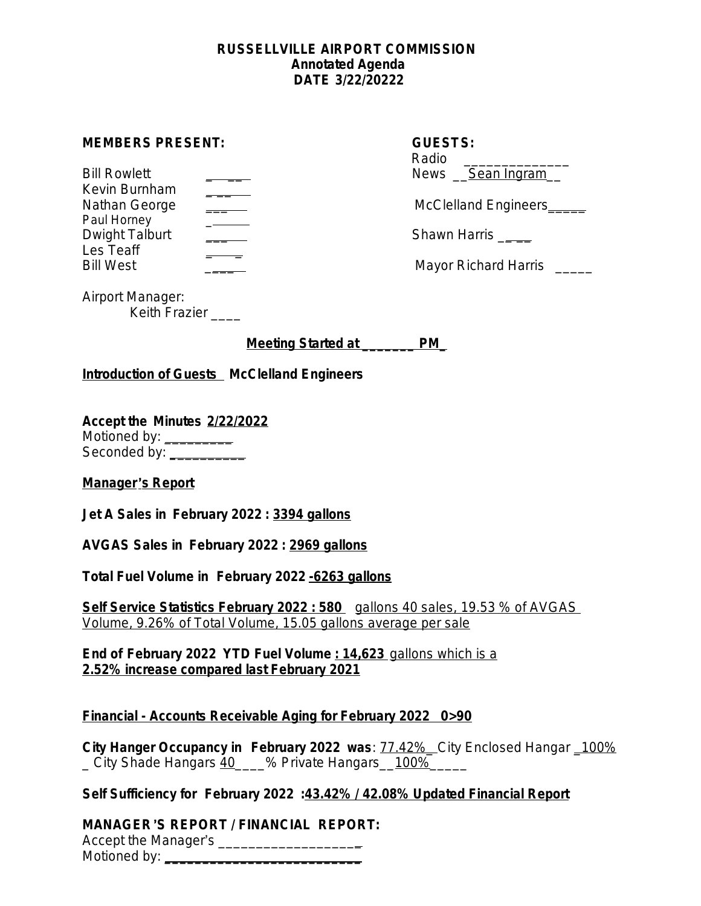**RUSSELLVILLE AIRPORT COMMISSION**
**Annotated Agenda**
**DATE 3/22/20222**

**MEMBERS PRESENT:**

Bill Rowlett ______
Kevin Burnham ______
Nathan George ______
Paul Horney ______
Dwight Talburt ______
Les Teaff ______
Bill West ______

**GUESTS:**

Radio ______________
News __Sean Ingram__
McClelland Engineers_____
Shawn Harris _____
Mayor Richard Harris _____

Airport Manager:
Keith Frazier ____

**Meeting Started at _______ PM_**

**Introduction of Guests McClelland Engineers**

**Accept the Minutes 2/22/2022**
Motioned by: _________
Seconded by: __________

**Manager's Report**

**Jet A Sales in February 2022 : 3394 gallons**

**AVGAS Sales in February 2022 : 2969 gallons**

**Total Fuel Volume in February 2022 -6263 gallons**

**Self Service Statistics February 2022 : 580** gallons 40 sales, 19.53 % of AVGAS Volume, 9.26% of Total Volume, 15.05 gallons average per sale

**End of February 2022 YTD Fuel Volume : 14,623** gallons which is a **2.52% increase compared last February 2021**

**Financial - Accounts Receivable Aging for February 2022 0>90**

**City Hanger Occupancy in February 2022 was**: 77.42%_ City Enclosed Hangar _100%_ City Shade Hangars 40____% Private Hangars__100%_____

**Self Sufficiency for February 2022 :43.42% / 42.08% Updated Financial Report**

**MANAGER'S REPORT / FINANCIAL REPORT:**
Accept the Manager's ___________________
Motioned by: ___________________________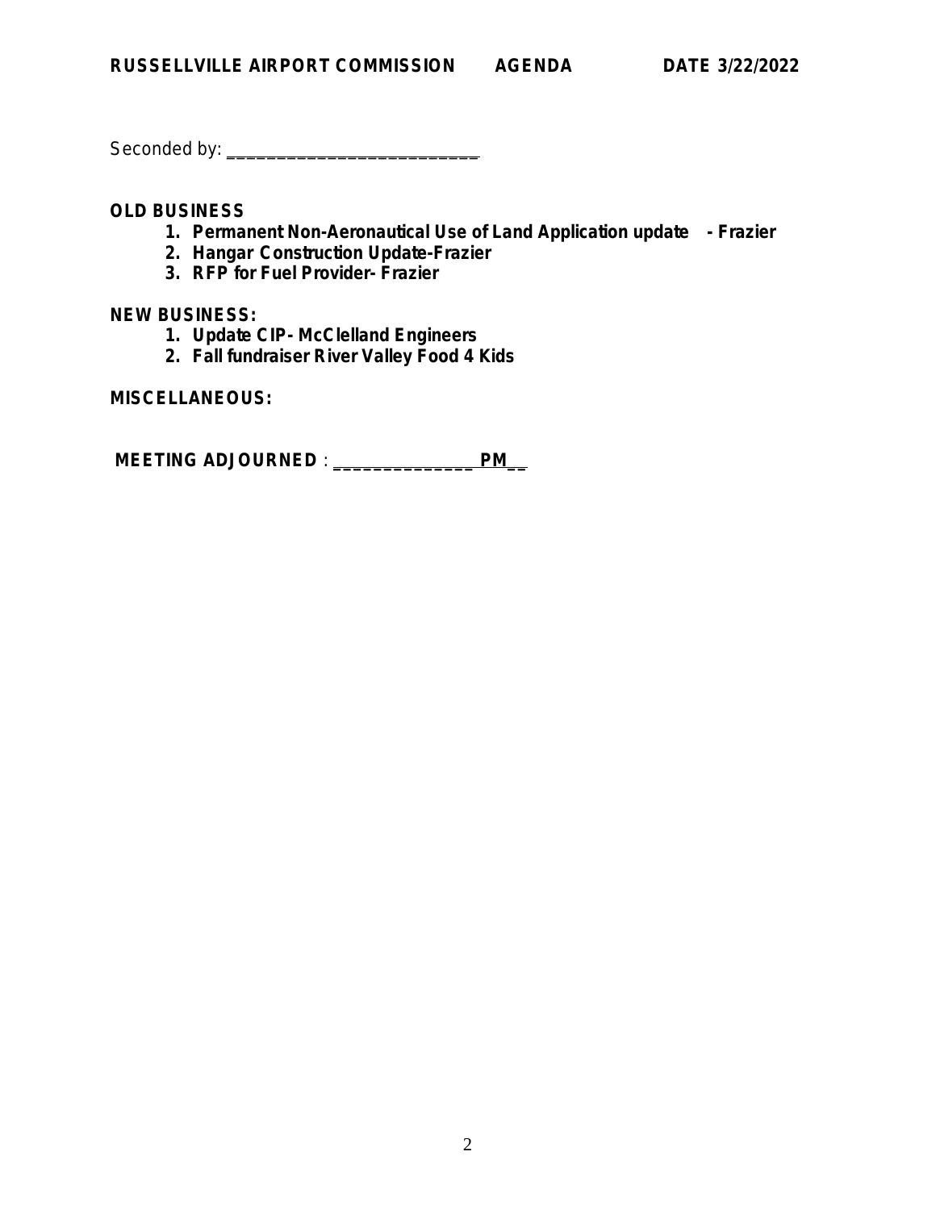Seconded by: ________________________

**OLD BUSINESS**

1. **Permanent Non-Aeronautical Use of Land Application update - Frazier**
2. **Hangar Construction Update-Frazier**
3. **RFP for Fuel Provider- Frazier**

**NEW BUSINESS:**

1. **Update CIP- McClelland Engineers**
2. **Fall fundraiser River Valley Food 4 Kids**

**MISCELLANEOUS:**

**MEETING ADJOURNED** : ______________ **PM**__